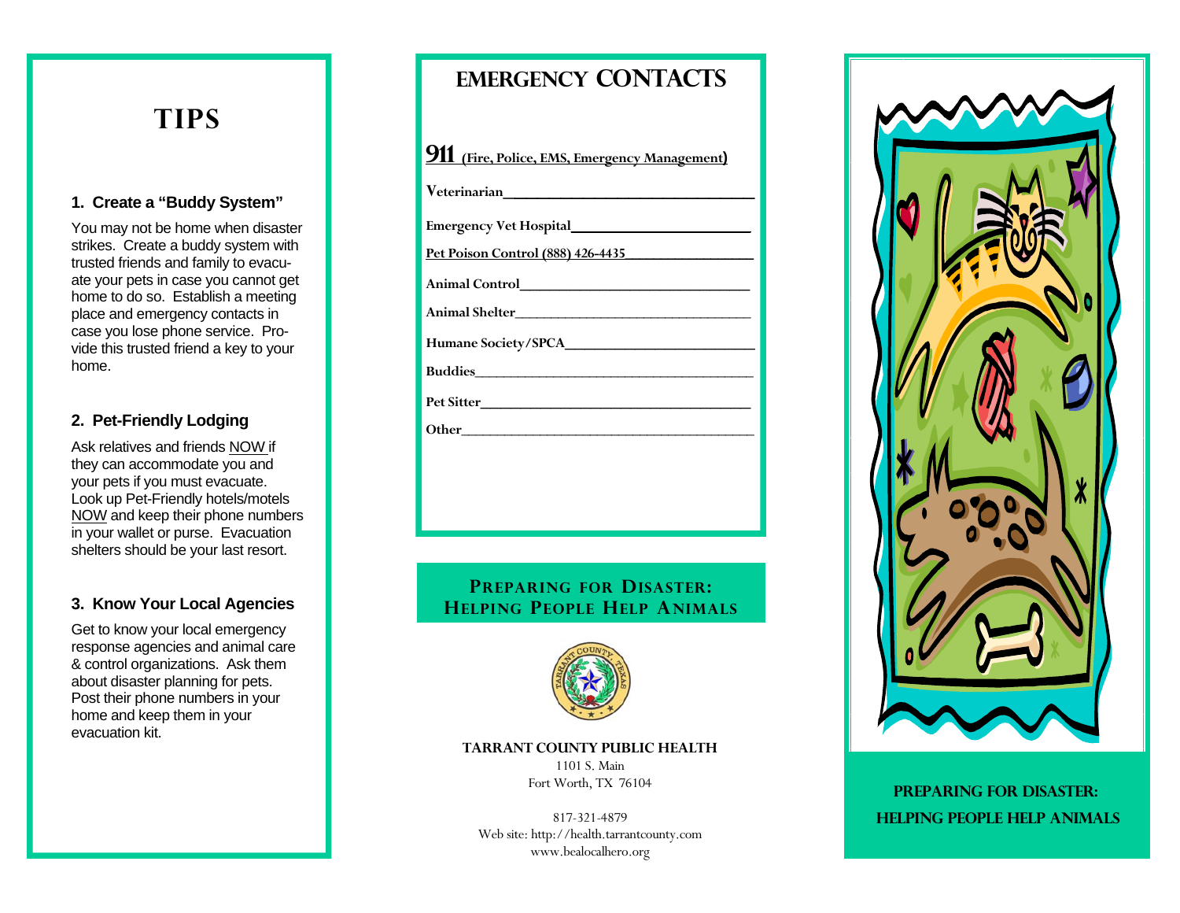# TIPS

### 1. Create a "Buddy System"

You may not be home when disaster strikes. Create a buddy system with trusted friends and family to evacuate your pets in case you cannot get home to do so. Establish a meeting place and emergency contacts in case you lose phone service. Provide this trusted friend a key to your home.

### 2. Pet-Friendly Lodging

Ask relatives and friends NOW if they can accommodate you and your pets if you must evacuate. Look up Pet-Friendly hotels/motels NOW and keep their phone numbers in your wallet or purse. Evacuation shelters should be your last resort.

### 3. Know Your Local Agencies

Get to know your local emergency response agencies and animal care & control organizations. Ask them about disaster planning for pets. Post their phone numbers in your home and keep them in your evacuation kit.

# EMERGENCY CONTACTS

**911 (Fire, Police, EMS, Emergency Management)**

**Veterinarian**___________________________

**Emergency Vet Hospital**___________________

**Pet Poison Control (888) 426-4435**______________

**Animal Control**________________________

**Animal Shelter**________________________

**Humane Society/SPCA**____________________

**Buddies**______________________________

**Pet Sitter**_____________________________

**Other**________________________________

## PREPARING FOR DISASTER: HELPING PEOPLE HELP ANIMALS

**TARRANT COUNTY PUBLIC HEALTH**

1101 S. Main
Fort Worth, TX 76104

817-321-4879
Web site: http://health.tarrantcounty.com
www.bealocalhero.org

## PREPARING FOR DISASTER: HELPING PEOPLE HELP ANIMALS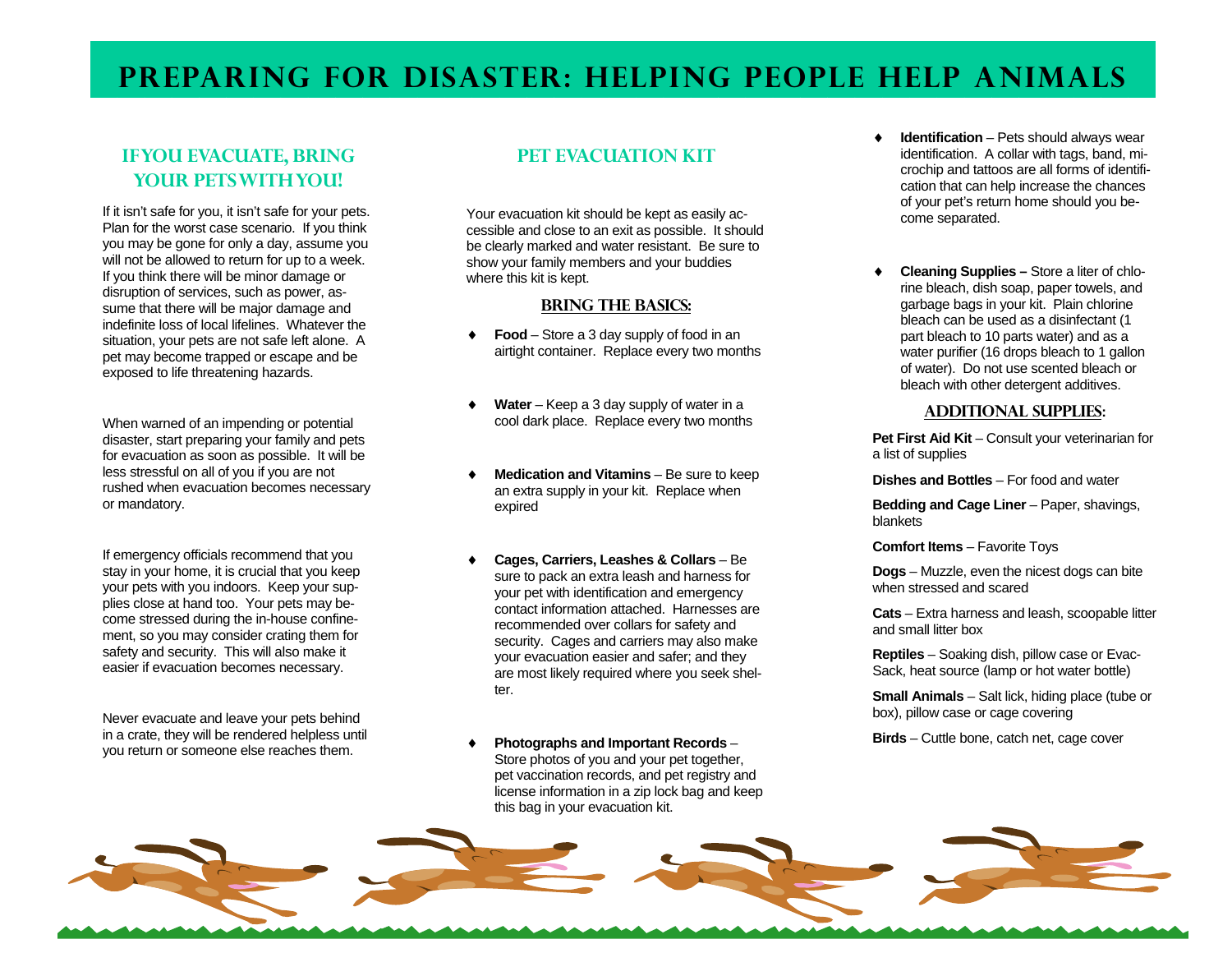# Preparing for Disaster: Helping People Help Animals

## If you evacuate, bring your pets with you!

If it isn't safe for you, it isn't safe for your pets. Plan for the worst case scenario. If you think you may be gone for only a day, assume you will not be allowed to return for up to a week. If you think there will be minor damage or disruption of services, such as power, assume that there will be major damage and indefinite loss of local lifelines. Whatever the situation, your pets are not safe left alone. A pet may become trapped or escape and be exposed to life threatening hazards.

When warned of an impending or potential disaster, start preparing your family and pets for evacuation as soon as possible. It will be less stressful on all of you if you are not rushed when evacuation becomes necessary or mandatory.

If emergency officials recommend that you stay in your home, it is crucial that you keep your pets with you indoors. Keep your supplies close at hand too. Your pets may become stressed during the in-house confinement, so you may consider crating them for safety and security. This will also make it easier if evacuation becomes necessary.

Never evacuate and leave your pets behind in a crate, they will be rendered helpless until you return or someone else reaches them.

## Pet Evacuation Kit

Your evacuation kit should be kept as easily accessible and close to an exit as possible. It should be clearly marked and water resistant. Be sure to show your family members and your buddies where this kit is kept.

### Bring the Basics:

- **Food** – Store a 3 day supply of food in an airtight container. Replace every two months
- **Water** – Keep a 3 day supply of water in a cool dark place. Replace every two months
- **Medication and Vitamins** – Be sure to keep an extra supply in your kit. Replace when expired
- **Cages, Carriers, Leashes & Collars** – Be sure to pack an extra leash and harness for your pet with identification and emergency contact information attached. Harnesses are recommended over collars for safety and security. Cages and carriers may also make your evacuation easier and safer; and they are most likely required where you seek shelter.
- **Photographs and Important Records** – Store photos of you and your pet together, pet vaccination records, and pet registry and license information in a zip lock bag and keep this bag in your evacuation kit.
- **Identification** – Pets should always wear identification. A collar with tags, band, microchip and tattoos are all forms of identification that can help increase the chances of your pet's return home should you become separated.
- **Cleaning Supplies –** Store a liter of chlorine bleach, dish soap, paper towels, and garbage bags in your kit. Plain chlorine bleach can be used as a disinfectant (1 part bleach to 10 parts water) and as a water purifier (16 drops bleach to 1 gallon of water). Do not use scented bleach or bleach with other detergent additives.

### Additional Supplies:

**Pet First Aid Kit** – Consult your veterinarian for a list of supplies

**Dishes and Bottles** – For food and water

**Bedding and Cage Liner** – Paper, shavings, blankets

**Comfort Items** – Favorite Toys

**Dogs** – Muzzle, even the nicest dogs can bite when stressed and scared

**Cats** – Extra harness and leash, scoopable litter and small litter box

**Reptiles** – Soaking dish, pillow case or Evac-Sack, heat source (lamp or hot water bottle)

**Small Animals** – Salt lick, hiding place (tube or box), pillow case or cage covering

**Birds** – Cuttle bone, catch net, cage cover